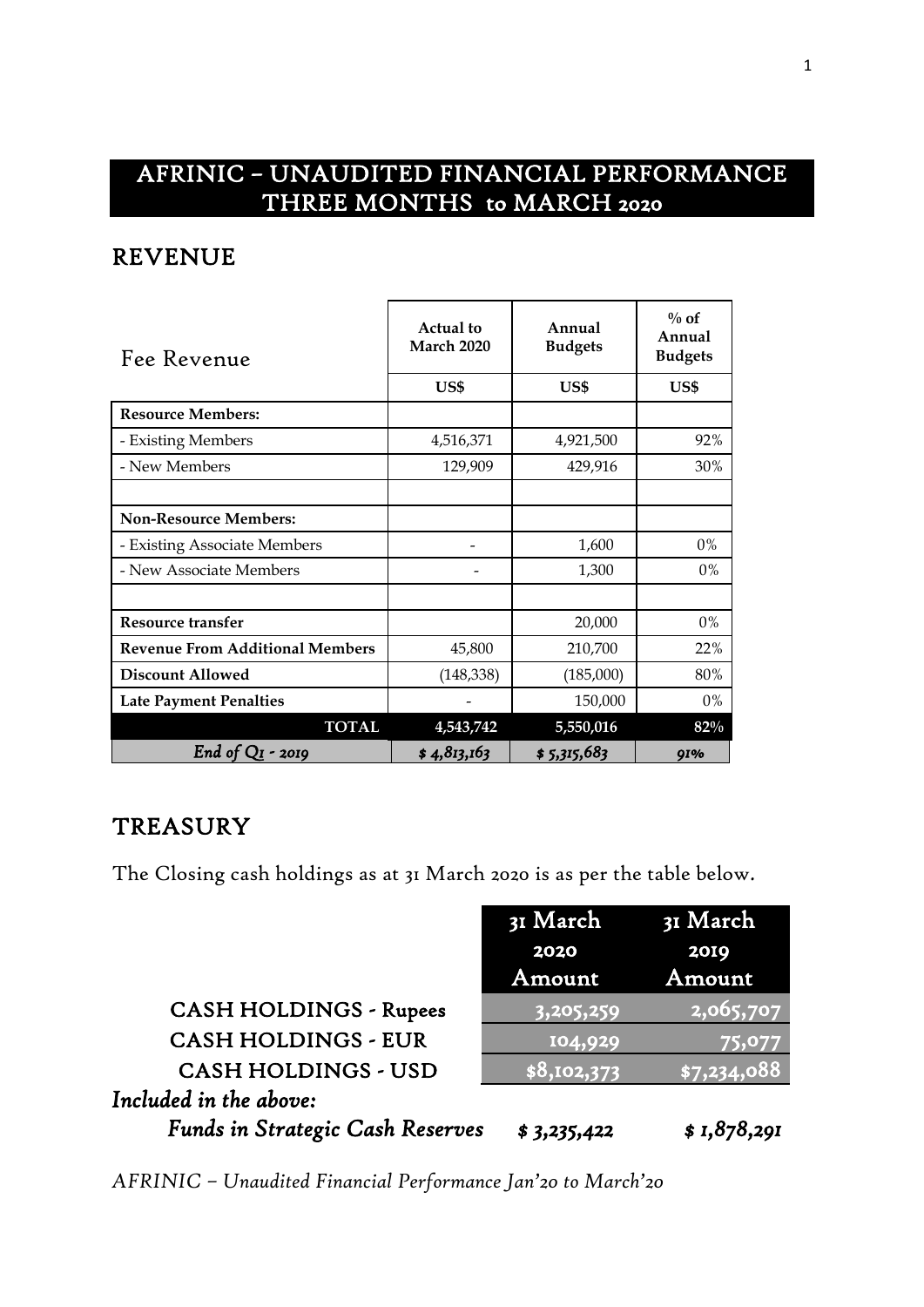# AFRINIC – UNAUDITED FINANCIAL PERFORMANCE THREE MONTHS to MARCH 2020

## REVENUE

| Fee Revenue | Actual to March 2020 | Annual Budgets | % of Annual Budgets |
|---|---|---|---|
| | US$ | US$ | US$ |
| **Resource Members:** | | | |
| - Existing Members | 4,516,371 | 4,921,500 | 92% |
| - New Members | 129,909 | 429,916 | 30% |
| | | | |
| **Non-Resource Members:** | | | |
| - Existing Associate Members | - | 1,600 | 0% |
| - New Associate Members | - | 1,300 | 0% |
| | | | |
| **Resource transfer** | | 20,000 | 0% |
| **Revenue From Additional Members** | 45,800 | 210,700 | 22% |
| **Discount Allowed** | (148,338) | (185,000) | 80% |
| **Late Payment Penalties** | - | 150,000 | 0% |
| **TOTAL** | **4,543,742** | **5,550,016** | **82%** |
| *End of Q1 - 2019* | *$ 4,813,163* | *$ 5,315,683* | *91%* |

## TREASURY

The Closing cash holdings as at 31 March 2020 is as per the table below.

| | 31 March 2020 Amount | 31 March 2019 Amount |
|---|---|---|
| CASH HOLDINGS - Rupees | 3,205,259 | 2,065,707 |
| CASH HOLDINGS - EUR | 104,929 | 75,077 |
| CASH HOLDINGS - USD | $8,102,373 | $7,234,088 |
| *Included in the above:* | | |
| *Funds in Strategic Cash Reserves* | *$ 3,235,422* | *$ 1,878,291* |

*AFRINIC – Unaudited Financial Performance Jan'20 to March'20*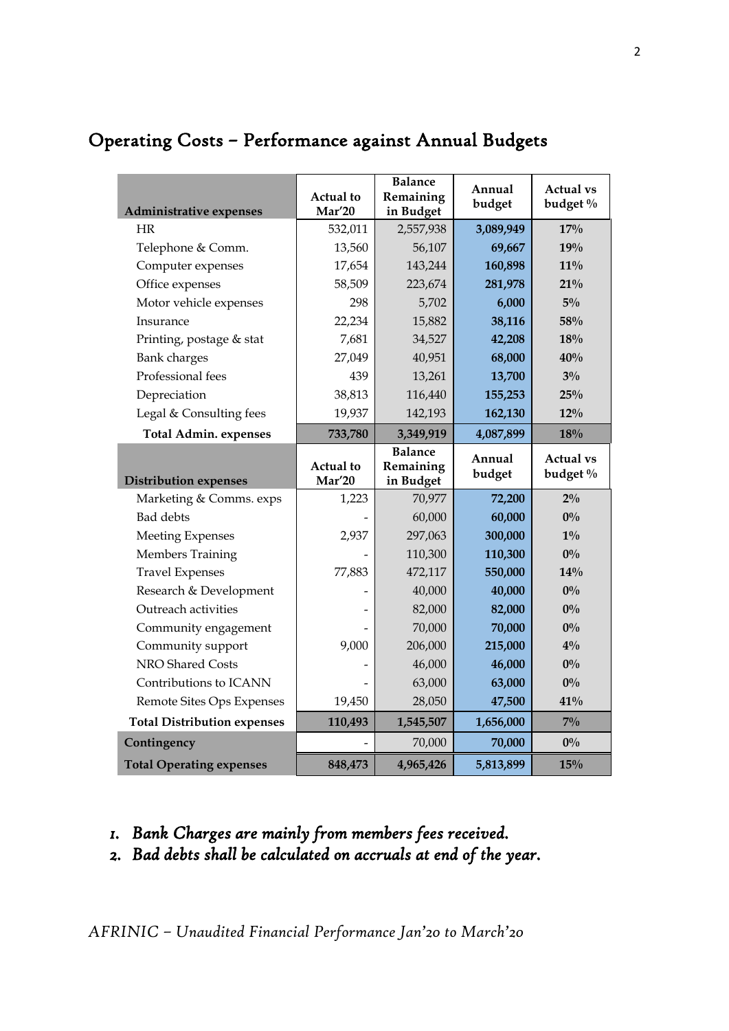## Operating Costs – Performance against Annual Budgets

| Administrative expenses | Actual to Mar'20 | Balance Remaining in Budget | Annual budget | Actual vs budget % |
|---|---|---|---|---|
| HR | 532,011 | 2,557,938 | **3,089,949** | **17%** |
| Telephone & Comm. | 13,560 | 56,107 | **69,667** | **19%** |
| Computer expenses | 17,654 | 143,244 | **160,898** | **11%** |
| Office expenses | 58,509 | 223,674 | **281,978** | **21%** |
| Motor vehicle expenses | 298 | 5,702 | **6,000** | **5%** |
| Insurance | 22,234 | 15,882 | **38,116** | **58%** |
| Printing, postage & stat | 7,681 | 34,527 | **42,208** | **18%** |
| Bank charges | 27,049 | 40,951 | **68,000** | **40%** |
| Professional fees | 439 | 13,261 | **13,700** | **3%** |
| Depreciation | 38,813 | 116,440 | **155,253** | **25%** |
| Legal & Consulting fees | 19,937 | 142,193 | **162,130** | **12%** |
| **Total Admin. expenses** | **733,780** | **3,349,919** | **4,087,899** | **18%** |
| **Distribution expenses** | **Actual to Mar'20** | **Balance Remaining in Budget** | **Annual budget** | **Actual vs budget %** |
| Marketing & Comms. exps | 1,223 | 70,977 | **72,200** | **2%** |
| Bad debts | - | 60,000 | **60,000** | **0%** |
| Meeting Expenses | 2,937 | 297,063 | **300,000** | **1%** |
| Members Training | - | 110,300 | **110,300** | **0%** |
| Travel Expenses | 77,883 | 472,117 | **550,000** | **14%** |
| Research & Development | - | 40,000 | **40,000** | **0%** |
| Outreach activities | - | 82,000 | **82,000** | **0%** |
| Community engagement | - | 70,000 | **70,000** | **0%** |
| Community support | 9,000 | 206,000 | **215,000** | **4%** |
| NRO Shared Costs | - | 46,000 | **46,000** | **0%** |
| Contributions to ICANN | - | 63,000 | **63,000** | **0%** |
| Remote Sites Ops Expenses | 19,450 | 28,050 | **47,500** | **41%** |
| **Total Distribution expenses** | **110,493** | **1,545,507** | **1,656,000** | **7%** |
| **Contingency** | - | 70,000 | **70,000** | **0%** |
| **Total Operating expenses** | **848,473** | **4,965,426** | **5,813,899** | **15%** |

1. *Bank Charges are mainly from members fees received.*
2. *Bad debts shall be calculated on accruals at end of the year.*

*AFRINIC – Unaudited Financial Performance Jan'20 to March'20*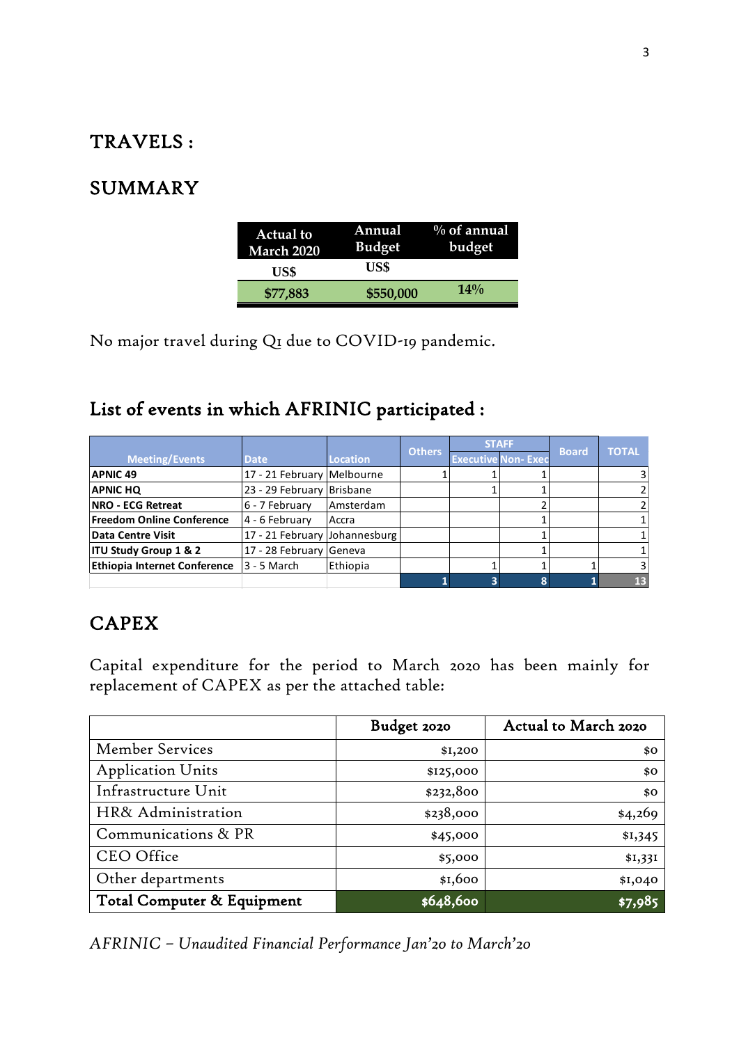# TRAVELS :

## SUMMARY

| Actual to March 2020 | Annual Budget | % of annual budget |
|---|---|---|
| US$ | US$ | |
| $77,883 | $550,000 | 14% |

No major travel during Q1 due to COVID-19 pandemic.

## List of events in which AFRINIC participated :

| Meeting/Events | Date | Location | Others | STAFF | | Board | TOTAL |
|---|---|---|---|---|---|---|---|
| | | | | Executive | Non- Exec | | |
| APNIC 49 | 17 - 21 February | Melbourne | 1 | 1 | 1 | | 3 |
| APNIC HQ | 23 - 29 February | Brisbane | | 1 | 1 | | 2 |
| NRO - ECG Retreat | 6 - 7 February | Amsterdam | | | 2 | | 2 |
| Freedom Online Conference | 4 - 6 February | Accra | | | 1 | | 1 |
| Data Centre Visit | 17 - 21 February | Johannesburg | | | 1 | | 1 |
| ITU Study Group 1 & 2 | 17 - 28 February | Geneva | | | 1 | | 1 |
| Ethiopia Internet Conference | 3 - 5 March | Ethiopia | | 1 | 1 | 1 | 3 |
| | | | 1 | 3 | 8 | 1 | 13 |

## CAPEX

Capital expenditure for the period to March 2020 has been mainly for replacement of CAPEX as per the attached table:

| | Budget 2020 | Actual to March 2020 |
|---|---|---|
| Member Services | $1,200 | $0 |
| Application Units | $125,000 | $0 |
| Infrastructure Unit | $232,800 | $0 |
| HR& Administration | $238,000 | $4,269 |
| Communications & PR | $45,000 | $1,345 |
| CEO Office | $5,000 | $1,331 |
| Other departments | $1,600 | $1,040 |
| **Total Computer & Equipment** | **$648,600** | **$7,985** |

*AFRINIC – Unaudited Financial Performance Jan'20 to March'20*